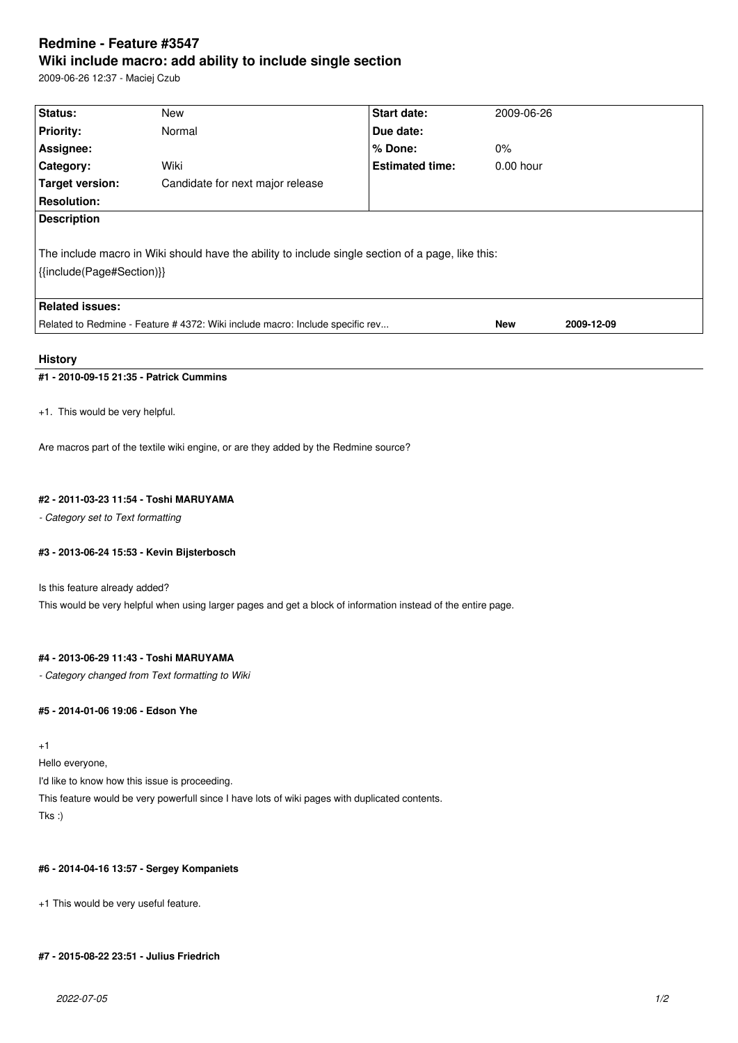# Redmine - Feature #3547

## Wiki include macro: add ability to include single section

2009-06-26 12:37 - Maciej Czub

| Status: | New | Start date: | 2009-06-26 |
|---|---|---|---|
| Priority: | Normal | Due date: | |
| Assignee: | | % Done: | 0% |
| Category: | Wiki | Estimated time: | 0.00 hour |
| Target version: | Candidate for next major release | | |
| Resolution: | | | |

**Description**

The include macro in Wiki should have the ability to include single section of a page, like this:
{{include(Page#Section)}}

**Related issues:**

| Related to Redmine - Feature # 4372: Wiki include macro: Include specific rev... | New | 2009-12-09 |
|---|---|---|

### History

#### #1 - 2010-09-15 21:35 - Patrick Cummins

+1. This would be very helpful.

Are macros part of the textile wiki engine, or are they added by the Redmine source?

#### #2 - 2011-03-23 11:54 - Toshi MARUYAMA

*- Category set to Text formatting*

#### #3 - 2013-06-24 15:53 - Kevin Bijsterbosch

Is this feature already added?
This would be very helpful when using larger pages and get a block of information instead of the entire page.

#### #4 - 2013-06-29 11:43 - Toshi MARUYAMA

*- Category changed from Text formatting to Wiki*

#### #5 - 2014-01-06 19:06 - Edson Yhe

+1
Hello everyone,
I'd like to know how this issue is proceeding.
This feature would be very powerfull since I have lots of wiki pages with duplicated contents.
Tks :)

#### #6 - 2014-04-16 13:57 - Sergey Kompaniets

+1 This would be very useful feature.

#### #7 - 2015-08-22 23:51 - Julius Friedrich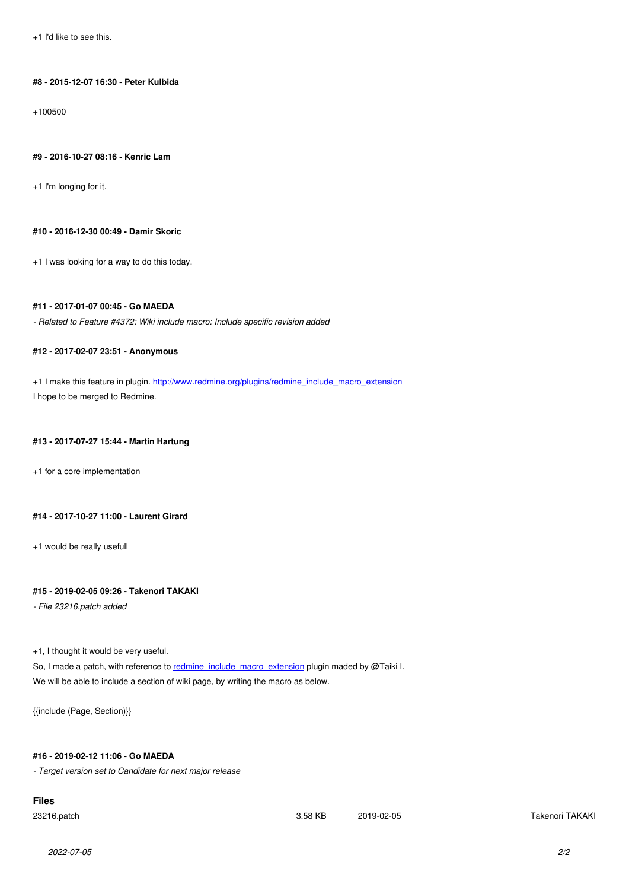+1 I'd like to see this.

#### #8 - 2015-12-07 16:30 - Peter Kulbida

+100500

#### #9 - 2016-10-27 08:16 - Kenric Lam

+1 I'm longing for it.

#### #10 - 2016-12-30 00:49 - Damir Skoric

+1 I was looking for a way to do this today.

#### #11 - 2017-01-07 00:45 - Go MAEDA

*- Related to Feature #4372: Wiki include macro: Include specific revision added*

#### #12 - 2017-02-07 23:51 - Anonymous

+1 I make this feature in plugin. [http://www.redmine.org/plugins/redmine_include_macro_extension](http://www.redmine.org/plugins/redmine_include_macro_extension)
I hope to be merged to Redmine.

#### #13 - 2017-07-27 15:44 - Martin Hartung

+1 for a core implementation

#### #14 - 2017-10-27 11:00 - Laurent Girard

+1 would be really usefull

#### #15 - 2019-02-05 09:26 - Takenori TAKAKI

*- File 23216.patch added*

+1, I thought it would be very useful.
So, I made a patch, with reference to [redmine_include_macro_extension](http://www.redmine.org/plugins/redmine_include_macro_extension) plugin maded by @Taiki I.
We will be able to include a section of wiki page, by writing the macro as below.

{{include (Page, Section)}}

#### #16 - 2019-02-12 11:06 - Go MAEDA

*- Target version set to Candidate for next major release*

### Files

| | | | |
|---|---|---|---|
| 23216.patch | 3.58 KB | 2019-02-05 | Takenori TAKAKI |